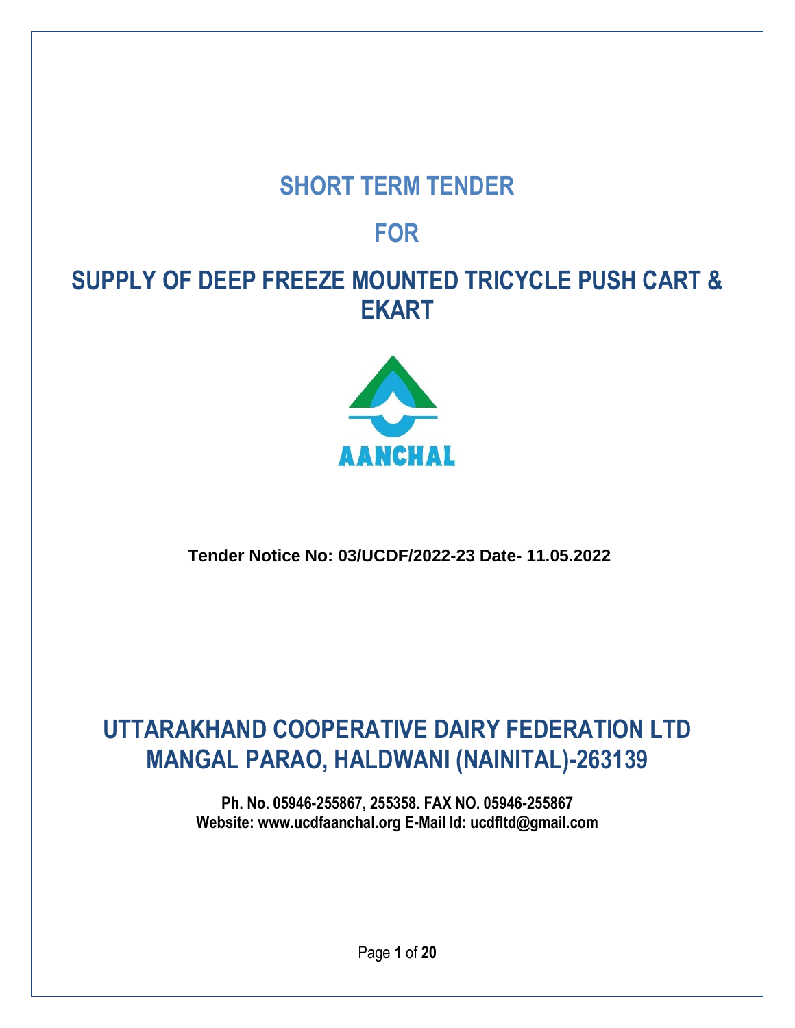# SHORT TERM TENDER

# FOR

# SUPPLY OF DEEP FREEZE MOUNTED TRICYCLE PUSH CART & EKART

AANCHAL

**Tender Notice No: 03/UCDF/2022-23 Date- 11.05.2022**

# UTTARAKHAND COOPERATIVE DAIRY FEDERATION LTD MANGAL PARAO, HALDWANI (NAINITAL)-263139

**Ph. No. 05946-255867, 255358. FAX NO. 05946-255867**
**Website: www.ucdfaanchal.org E-Mail Id: ucdfltd@gmail.com**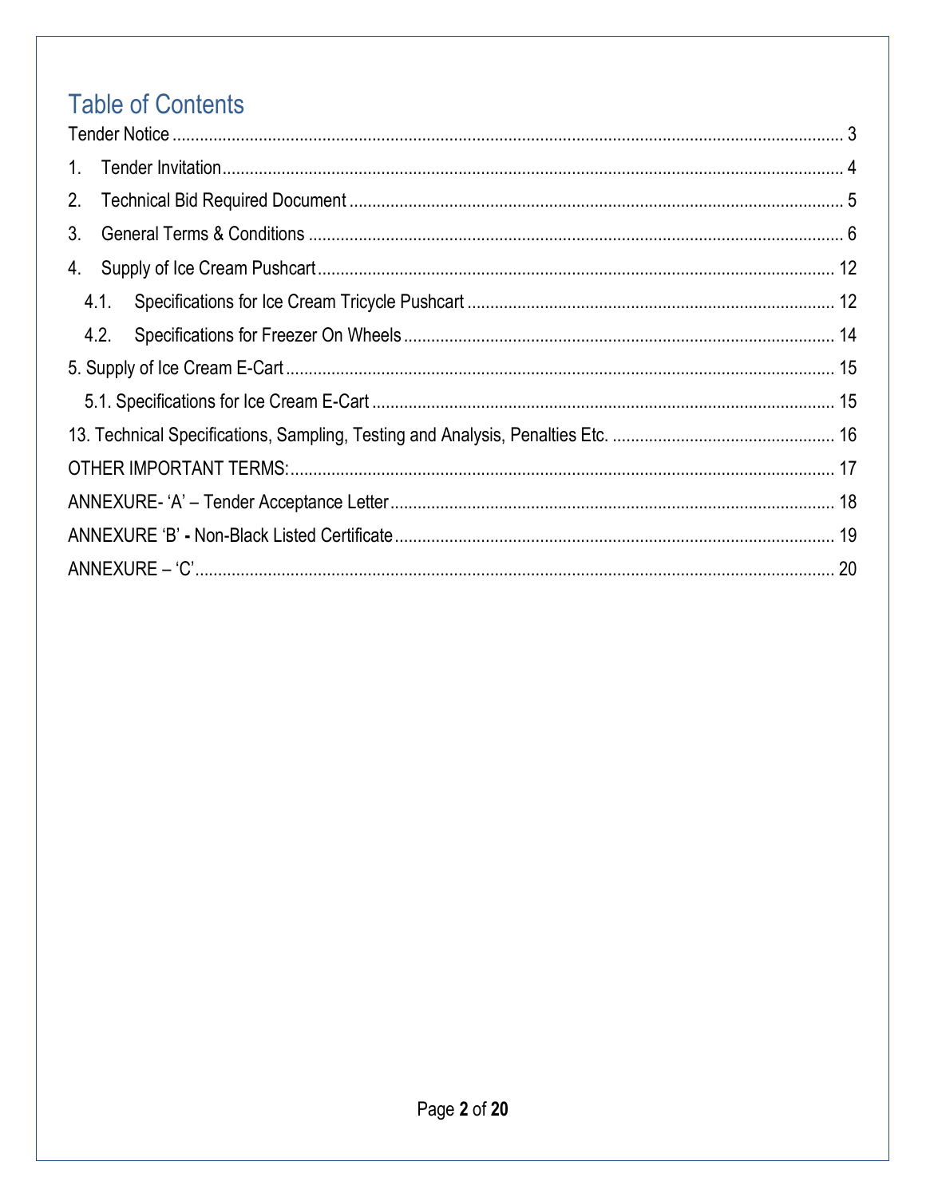# Table of Contents

Tender Notice ............................................................................................................................................ 3

1. Tender Invitation ..................................................................................................................................... 4

2. Technical Bid Required Document .......................................................................................................... 5

3. General Terms & Conditions ................................................................................................................... 6

4. Supply of Ice Cream Pushcart ................................................................................................................. 12

   4.1. Specifications for Ice Cream Tricycle Pushcart ................................................................................ 12

   4.2. Specifications for Freezer On Wheels ............................................................................................. 14

5. Supply of Ice Cream E-Cart ........................................................................................................................ 15

   5.1. Specifications for Ice Cream E-Cart ..................................................................................................... 15

13. Technical Specifications, Sampling, Testing and Analysis, Penalties Etc. ................................................ 16

OTHER IMPORTANT TERMS: ...................................................................................................................... 17

ANNEXURE- 'A' – Tender Acceptance Letter ................................................................................................ 18

ANNEXURE 'B' **-** Non-Black Listed Certificate ............................................................................................... 19

ANNEXURE – 'C' .......................................................................................................................................... 20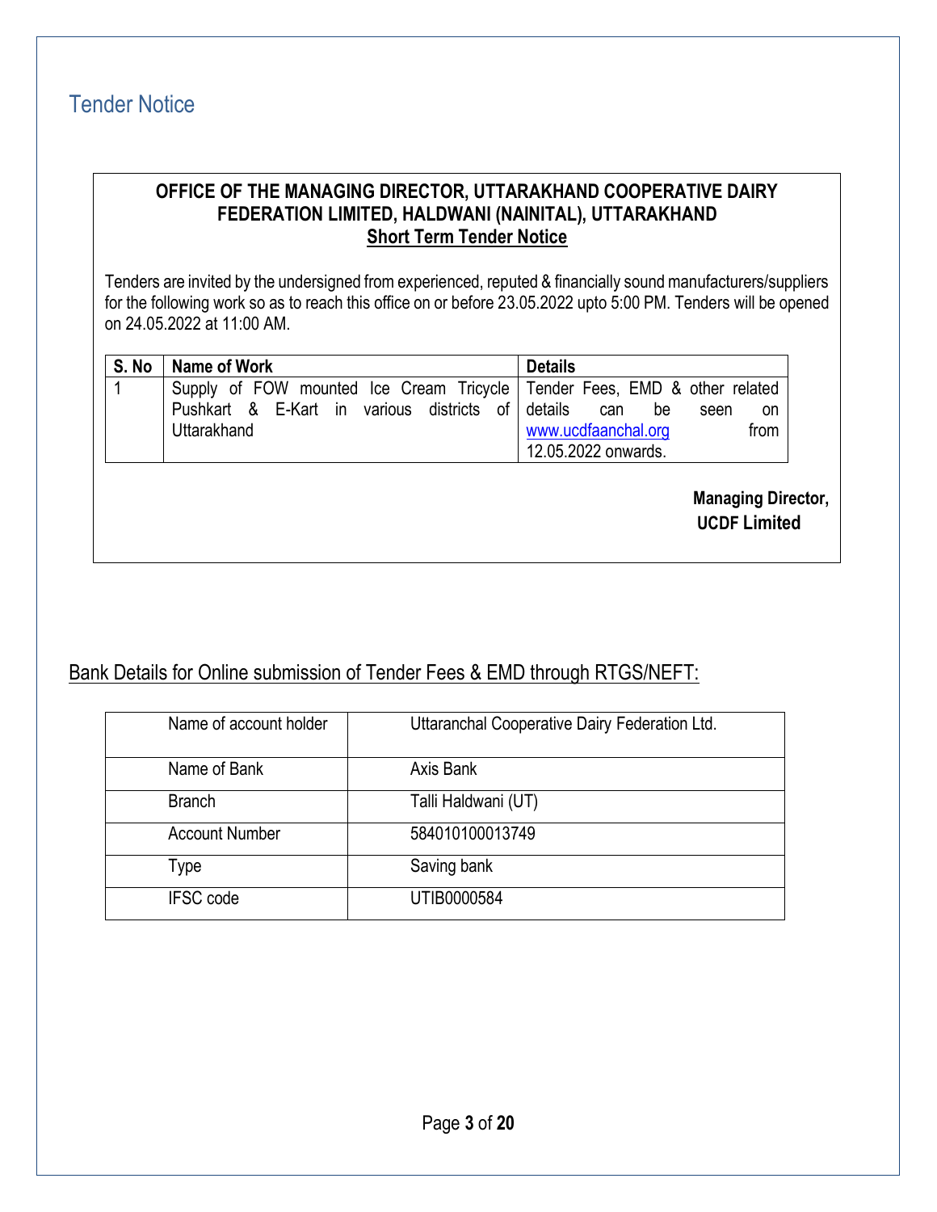# Tender Notice

**OFFICE OF THE MANAGING DIRECTOR, UTTARAKHAND COOPERATIVE DAIRY FEDERATION LIMITED, HALDWANI (NAINITAL), UTTARAKHAND**

**Short Term Tender Notice**

Tenders are invited by the undersigned from experienced, reputed & financially sound manufacturers/suppliers for the following work so as to reach this office on or before 23.05.2022 upto 5:00 PM. Tenders will be opened on 24.05.2022 at 11:00 AM.

| S. No | Name of Work | Details |
|---|---|---|
| 1 | Supply of FOW mounted Ice Cream Tricycle Pushkart & E-Kart in various districts of Uttarakhand | Tender Fees, EMD & other related details can be seen on www.ucdfaanchal.org from 12.05.2022 onwards. |

**Managing Director,**
**UCDF Limited**

## Bank Details for Online submission of Tender Fees & EMD through RTGS/NEFT:

| | |
|---|---|
| Name of account holder | Uttaranchal Cooperative Dairy Federation Ltd. |
| Name of Bank | Axis Bank |
| Branch | Talli Haldwani (UT) |
| Account Number | 584010100013749 |
| Type | Saving bank |
| IFSC code | UTIB0000584 |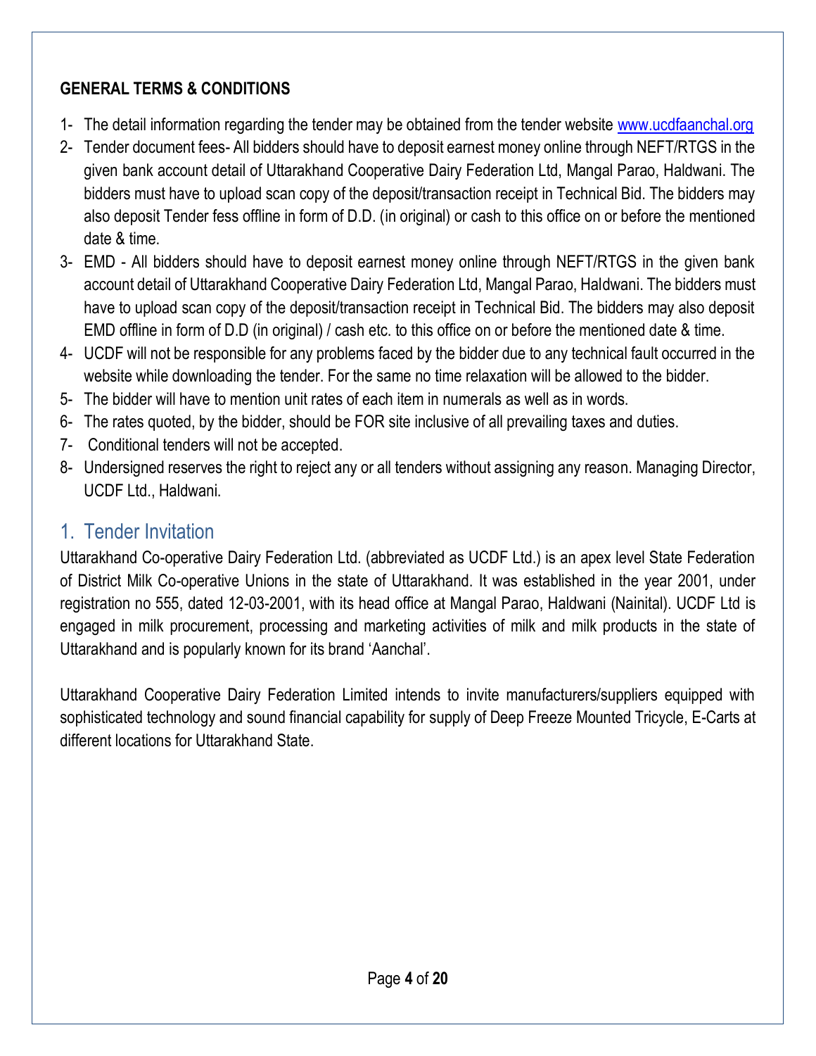**GENERAL TERMS & CONDITIONS**

1- The detail information regarding the tender may be obtained from the tender website www.ucdfaanchal.org

2- Tender document fees- All bidders should have to deposit earnest money online through NEFT/RTGS in the given bank account detail of Uttarakhand Cooperative Dairy Federation Ltd, Mangal Parao, Haldwani. The bidders must have to upload scan copy of the deposit/transaction receipt in Technical Bid. The bidders may also deposit Tender fess offline in form of D.D. (in original) or cash to this office on or before the mentioned date & time.

3- EMD - All bidders should have to deposit earnest money online through NEFT/RTGS in the given bank account detail of Uttarakhand Cooperative Dairy Federation Ltd, Mangal Parao, Haldwani. The bidders must have to upload scan copy of the deposit/transaction receipt in Technical Bid. The bidders may also deposit EMD offline in form of D.D (in original) / cash etc. to this office on or before the mentioned date & time.

4- UCDF will not be responsible for any problems faced by the bidder due to any technical fault occurred in the website while downloading the tender. For the same no time relaxation will be allowed to the bidder.

5- The bidder will have to mention unit rates of each item in numerals as well as in words.

6- The rates quoted, by the bidder, should be FOR site inclusive of all prevailing taxes and duties.

7- Conditional tenders will not be accepted.

8- Undersigned reserves the right to reject any or all tenders without assigning any reason. Managing Director, UCDF Ltd., Haldwani.

## 1. Tender Invitation

Uttarakhand Co-operative Dairy Federation Ltd. (abbreviated as UCDF Ltd.) is an apex level State Federation of District Milk Co-operative Unions in the state of Uttarakhand. It was established in the year 2001, under registration no 555, dated 12-03-2001, with its head office at Mangal Parao, Haldwani (Nainital). UCDF Ltd is engaged in milk procurement, processing and marketing activities of milk and milk products in the state of Uttarakhand and is popularly known for its brand 'Aanchal'.

Uttarakhand Cooperative Dairy Federation Limited intends to invite manufacturers/suppliers equipped with sophisticated technology and sound financial capability for supply of Deep Freeze Mounted Tricycle, E-Carts at different locations for Uttarakhand State.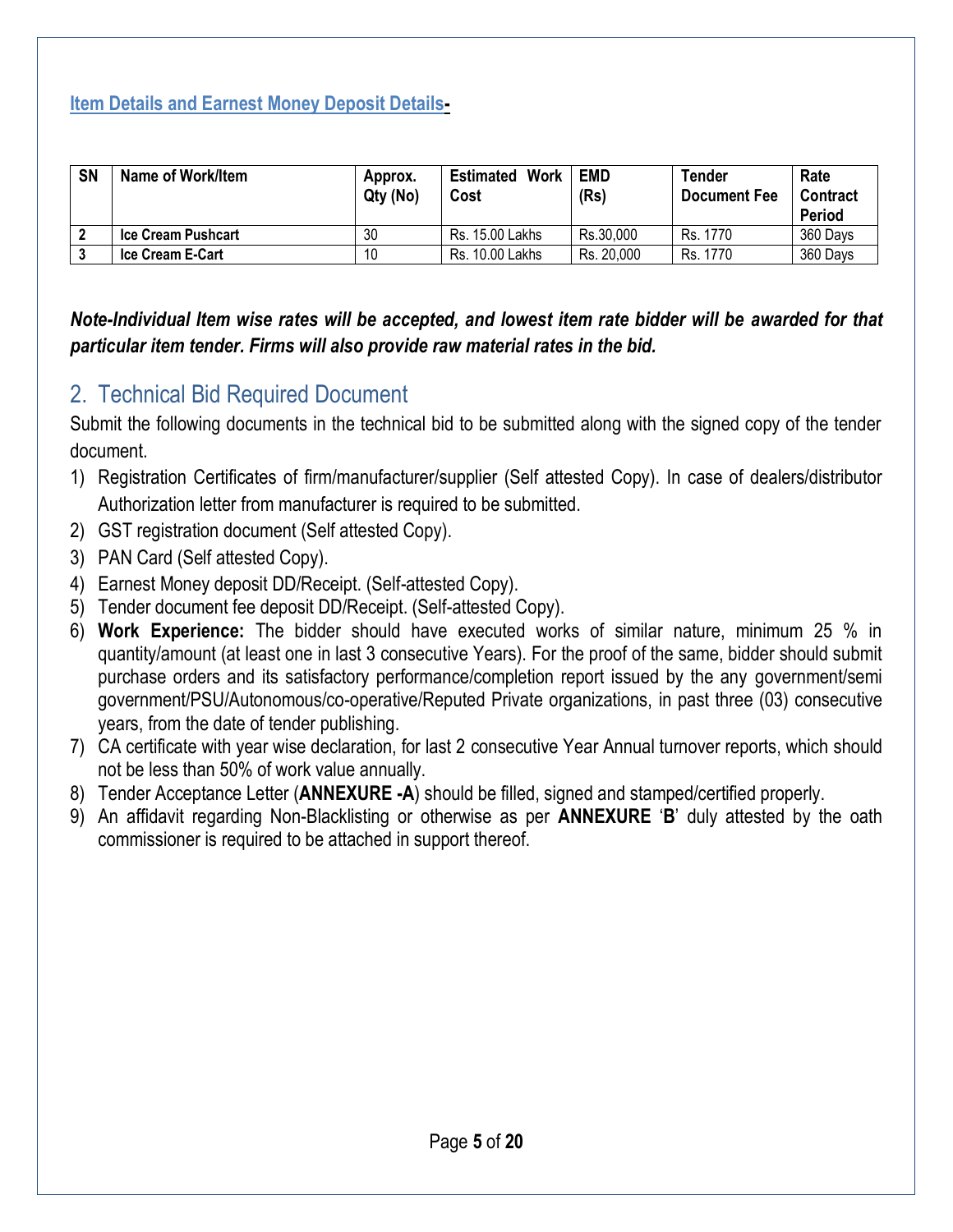**Item Details and Earnest Money Deposit Details-**

| SN | Name of Work/Item | Approx. Qty (No) | Estimated Work Cost | EMD (Rs) | Tender Document Fee | Rate Contract Period |
|---|---|---|---|---|---|---|
| **2** | **Ice Cream Pushcart** | 30 | Rs. 15.00 Lakhs | Rs.30,000 | Rs. 1770 | 360 Days |
| **3** | **Ice Cream E-Cart** | 10 | Rs. 10.00 Lakhs | Rs. 20,000 | Rs. 1770 | 360 Days |

***Note-Individual Item wise rates will be accepted, and lowest item rate bidder will be awarded for that particular item tender. Firms will also provide raw material rates in the bid.***

## 2. Technical Bid Required Document

Submit the following documents in the technical bid to be submitted along with the signed copy of the tender document.

1) Registration Certificates of firm/manufacturer/supplier (Self attested Copy). In case of dealers/distributor Authorization letter from manufacturer is required to be submitted.
2) GST registration document (Self attested Copy).
3) PAN Card (Self attested Copy).
4) Earnest Money deposit DD/Receipt. (Self-attested Copy).
5) Tender document fee deposit DD/Receipt. (Self-attested Copy).
6) **Work Experience:** The bidder should have executed works of similar nature, minimum 25 % in quantity/amount (at least one in last 3 consecutive Years). For the proof of the same, bidder should submit purchase orders and its satisfactory performance/completion report issued by the any government/semi government/PSU/Autonomous/co-operative/Reputed Private organizations, in past three (03) consecutive years, from the date of tender publishing.
7) CA certificate with year wise declaration, for last 2 consecutive Year Annual turnover reports, which should not be less than 50% of work value annually.
8) Tender Acceptance Letter (**ANNEXURE -A**) should be filled, signed and stamped/certified properly.
9) An affidavit regarding Non-Blacklisting or otherwise as per **ANNEXURE** '**B**' duly attested by the oath commissioner is required to be attached in support thereof.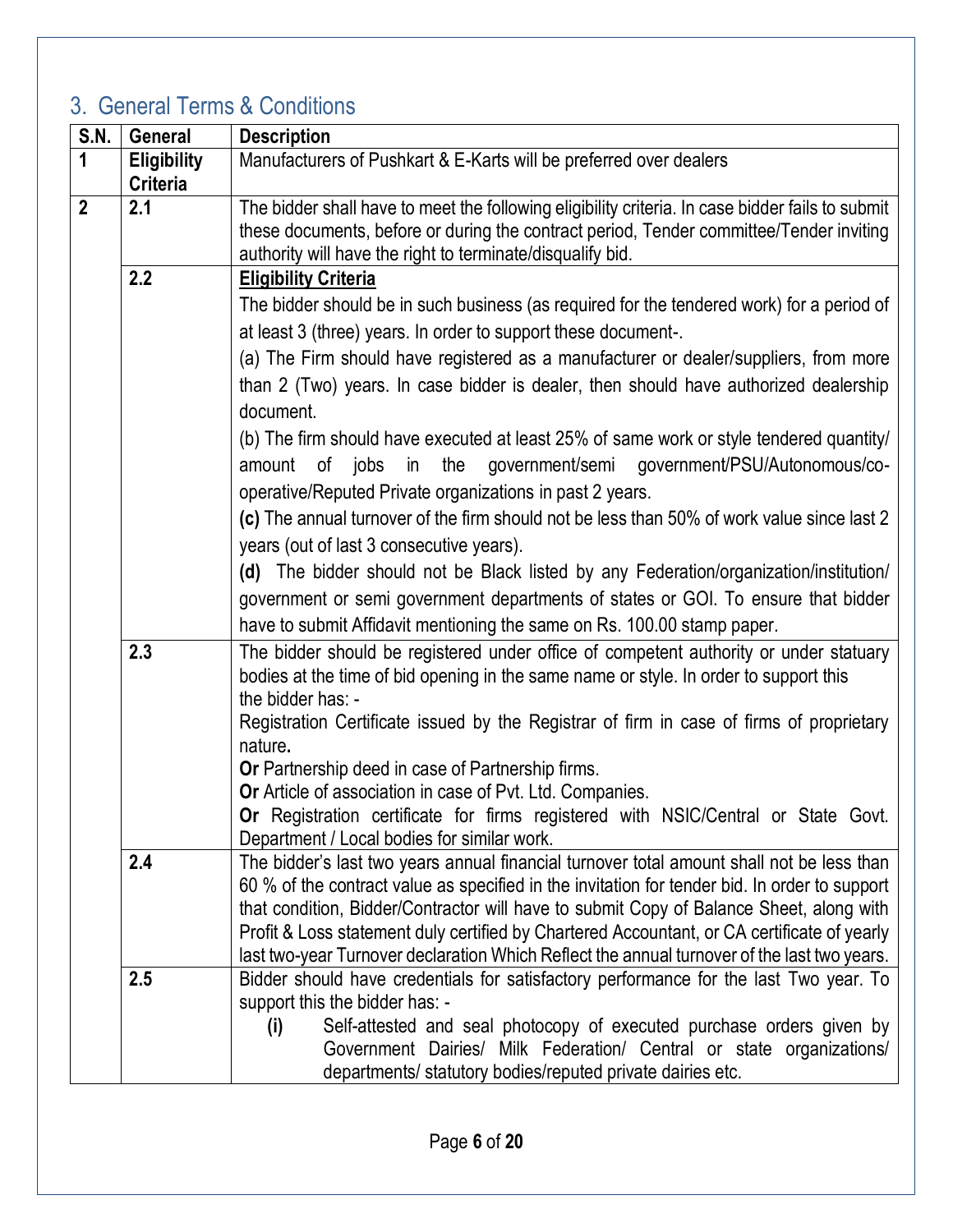## 3. General Terms & Conditions

| S.N. | General | Description |
|---|---|---|
| 1 | **Eligibility Criteria** | Manufacturers of Pushkart & E-Karts will be preferred over dealers |
| 2 | 2.1 | The bidder shall have to meet the following eligibility criteria. In case bidder fails to submit these documents, before or during the contract period, Tender committee/Tender inviting authority will have the right to terminate/disqualify bid. |
| | 2.2 | **Eligibility Criteria**<br>The bidder should be in such business (as required for the tendered work) for a period of at least 3 (three) years. In order to support these document-.<br>(a) The Firm should have registered as a manufacturer or dealer/suppliers, from more than 2 (Two) years. In case bidder is dealer, then should have authorized dealership document.<br>(b) The firm should have executed at least 25% of same work or style tendered quantity/ amount of jobs in the government/semi government/PSU/Autonomous/co-operative/Reputed Private organizations in past 2 years.<br>**(c)** The annual turnover of the firm should not be less than 50% of work value since last 2 years (out of last 3 consecutive years).<br>**(d)** The bidder should not be Black listed by any Federation/organization/institution/ government or semi government departments of states or GOI. To ensure that bidder have to submit Affidavit mentioning the same on Rs. 100.00 stamp paper. |
| | 2.3 | The bidder should be registered under office of competent authority or under statuary bodies at the time of bid opening in the same name or style. In order to support this the bidder has: -<br>Registration Certificate issued by the Registrar of firm in case of firms of proprietary nature**.**<br>**Or** Partnership deed in case of Partnership firms.<br>**Or** Article of association in case of Pvt. Ltd. Companies.<br>**Or** Registration certificate for firms registered with NSIC/Central or State Govt. Department / Local bodies for similar work. |
| | 2.4 | The bidder's last two years annual financial turnover total amount shall not be less than 60 % of the contract value as specified in the invitation for tender bid. In order to support that condition, Bidder/Contractor will have to submit Copy of Balance Sheet, along with Profit & Loss statement duly certified by Chartered Accountant, or CA certificate of yearly last two-year Turnover declaration Which Reflect the annual turnover of the last two years. |
| | 2.5 | Bidder should have credentials for satisfactory performance for the last Two year. To support this the bidder has: -<br>**(i)** Self-attested and seal photocopy of executed purchase orders given by Government Dairies/ Milk Federation/ Central or state organizations/ departments/ statutory bodies/reputed private dairies etc. |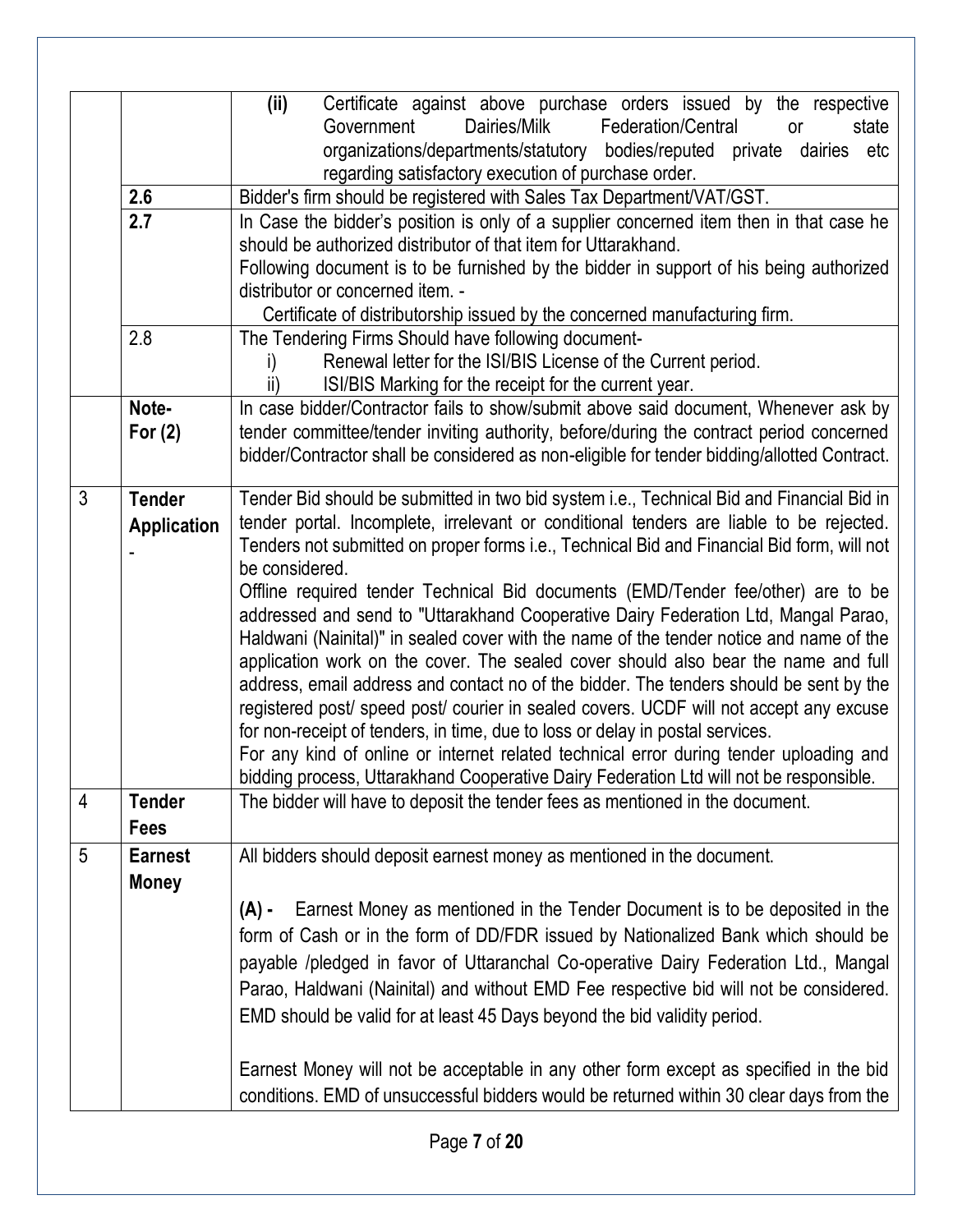| | | |
|---|---|---|
| | | **(ii)** Certificate against above purchase orders issued by the respective Government Dairies/Milk Federation/Central or state organizations/departments/statutory bodies/reputed private dairies etc regarding satisfactory execution of purchase order. |
| | **2.6** | Bidder's firm should be registered with Sales Tax Department/VAT/GST. |
| | **2.7** | In Case the bidder's position is only of a supplier concerned item then in that case he should be authorized distributor of that item for Uttarakhand.<br>Following document is to be furnished by the bidder in support of his being authorized distributor or concerned item. -<br>Certificate of distributorship issued by the concerned manufacturing firm. |
| | 2.8 | The Tendering Firms Should have following document-<br>i) Renewal letter for the ISI/BIS License of the Current period.<br>ii) ISI/BIS Marking for the receipt for the current year. |
| | **Note- For (2)** | In case bidder/Contractor fails to show/submit above said document, Whenever ask by tender committee/tender inviting authority, before/during the contract period concerned bidder/Contractor shall be considered as non-eligible for tender bidding/allotted Contract. |
| 3 | **Tender Application -** | Tender Bid should be submitted in two bid system i.e., Technical Bid and Financial Bid in tender portal. Incomplete, irrelevant or conditional tenders are liable to be rejected. Tenders not submitted on proper forms i.e., Technical Bid and Financial Bid form, will not be considered.<br>Offline required tender Technical Bid documents (EMD/Tender fee/other) are to be addressed and send to "Uttarakhand Cooperative Dairy Federation Ltd, Mangal Parao, Haldwani (Nainital)" in sealed cover with the name of the tender notice and name of the application work on the cover. The sealed cover should also bear the name and full address, email address and contact no of the bidder. The tenders should be sent by the registered post/ speed post/ courier in sealed covers. UCDF will not accept any excuse for non-receipt of tenders, in time, due to loss or delay in postal services.<br>For any kind of online or internet related technical error during tender uploading and bidding process, Uttarakhand Cooperative Dairy Federation Ltd will not be responsible. |
| 4 | **Tender Fees** | The bidder will have to deposit the tender fees as mentioned in the document. |
| 5 | **Earnest Money** | All bidders should deposit earnest money as mentioned in the document.<br><br>**(A) -** Earnest Money as mentioned in the Tender Document is to be deposited in the form of Cash or in the form of DD/FDR issued by Nationalized Bank which should be payable /pledged in favor of Uttaranchal Co-operative Dairy Federation Ltd., Mangal Parao, Haldwani (Nainital) and without EMD Fee respective bid will not be considered. EMD should be valid for at least 45 Days beyond the bid validity period.<br><br>Earnest Money will not be acceptable in any other form except as specified in the bid conditions. EMD of unsuccessful bidders would be returned within 30 clear days from the |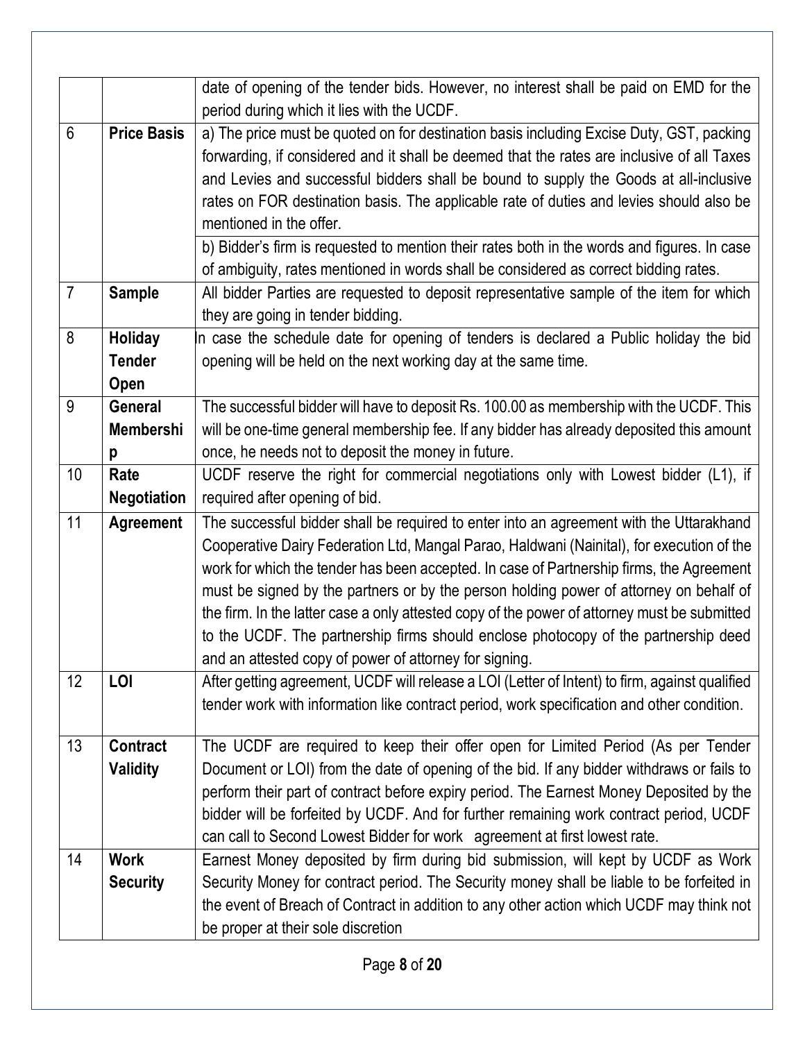| | | |
|---|---|---|
| | | date of opening of the tender bids. However, no interest shall be paid on EMD for the period during which it lies with the UCDF. |
| 6 | **Price Basis** | a) The price must be quoted on for destination basis including Excise Duty, GST, packing forwarding, if considered and it shall be deemed that the rates are inclusive of all Taxes and Levies and successful bidders shall be bound to supply the Goods at all-inclusive rates on FOR destination basis. The applicable rate of duties and levies should also be mentioned in the offer. |
| | | b) Bidder's firm is requested to mention their rates both in the words and figures. In case of ambiguity, rates mentioned in words shall be considered as correct bidding rates. |
| 7 | **Sample** | All bidder Parties are requested to deposit representative sample of the item for which they are going in tender bidding. |
| 8 | **Holiday Tender Open** | In case the schedule date for opening of tenders is declared a Public holiday the bid opening will be held on the next working day at the same time. |
| 9 | **General Membership** | The successful bidder will have to deposit Rs. 100.00 as membership with the UCDF. This will be one-time general membership fee. If any bidder has already deposited this amount once, he needs not to deposit the money in future. |
| 10 | **Rate Negotiation** | UCDF reserve the right for commercial negotiations only with Lowest bidder (L1), if required after opening of bid. |
| 11 | **Agreement** | The successful bidder shall be required to enter into an agreement with the Uttarakhand Cooperative Dairy Federation Ltd, Mangal Parao, Haldwani (Nainital), for execution of the work for which the tender has been accepted. In case of Partnership firms, the Agreement must be signed by the partners or by the person holding power of attorney on behalf of the firm. In the latter case a only attested copy of the power of attorney must be submitted to the UCDF. The partnership firms should enclose photocopy of the partnership deed and an attested copy of power of attorney for signing. |
| 12 | **LOI** | After getting agreement, UCDF will release a LOI (Letter of Intent) to firm, against qualified tender work with information like contract period, work specification and other condition. |
| 13 | **Contract Validity** | The UCDF are required to keep their offer open for Limited Period (As per Tender Document or LOI) from the date of opening of the bid. If any bidder withdraws or fails to perform their part of contract before expiry period. The Earnest Money Deposited by the bidder will be forfeited by UCDF. And for further remaining work contract period, UCDF can call to Second Lowest Bidder for work agreement at first lowest rate. |
| 14 | **Work Security** | Earnest Money deposited by firm during bid submission, will kept by UCDF as Work Security Money for contract period. The Security money shall be liable to be forfeited in the event of Breach of Contract in addition to any other action which UCDF may think not be proper at their sole discretion |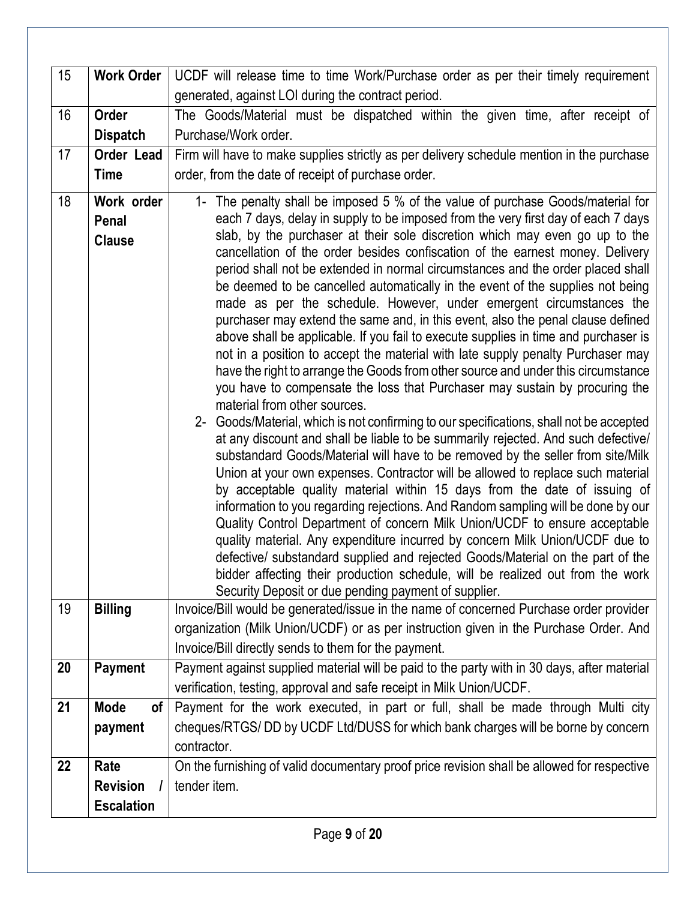| 15 | **Work Order** | UCDF will release time to time Work/Purchase order as per their timely requirement generated, against LOI during the contract period. |
|---|---|---|
| 16 | **Order Dispatch** | The Goods/Material must be dispatched within the given time, after receipt of Purchase/Work order. |
| 17 | **Order Lead Time** | Firm will have to make supplies strictly as per delivery schedule mention in the purchase order, from the date of receipt of purchase order. |
| 18 | **Work order Penal Clause** | 1- The penalty shall be imposed 5 % of the value of purchase Goods/material for each 7 days, delay in supply to be imposed from the very first day of each 7 days slab, by the purchaser at their sole discretion which may even go up to the cancellation of the order besides confiscation of the earnest money. Delivery period shall not be extended in normal circumstances and the order placed shall be deemed to be cancelled automatically in the event of the supplies not being made as per the schedule. However, under emergent circumstances the purchaser may extend the same and, in this event, also the penal clause defined above shall be applicable. If you fail to execute supplies in time and purchaser is not in a position to accept the material with late supply penalty Purchaser may have the right to arrange the Goods from other source and under this circumstance you have to compensate the loss that Purchaser may sustain by procuring the material from other sources.<br>2- Goods/Material, which is not confirming to our specifications, shall not be accepted at any discount and shall be liable to be summarily rejected. And such defective/ substandard Goods/Material will have to be removed by the seller from site/Milk Union at your own expenses. Contractor will be allowed to replace such material by acceptable quality material within 15 days from the date of issuing of information to you regarding rejections. And Random sampling will be done by our Quality Control Department of concern Milk Union/UCDF to ensure acceptable quality material. Any expenditure incurred by concern Milk Union/UCDF due to defective/ substandard supplied and rejected Goods/Material on the part of the bidder affecting their production schedule, will be realized out from the work Security Deposit or due pending payment of supplier. |
| 19 | **Billing** | Invoice/Bill would be generated/issue in the name of concerned Purchase order provider organization (Milk Union/UCDF) or as per instruction given in the Purchase Order. And Invoice/Bill directly sends to them for the payment. |
| **20** | **Payment** | Payment against supplied material will be paid to the party with in 30 days, after material verification, testing, approval and safe receipt in Milk Union/UCDF. |
| **21** | **Mode of payment** | Payment for the work executed, in part or full, shall be made through Multi city cheques/RTGS/ DD by UCDF Ltd/DUSS for which bank charges will be borne by concern contractor. |
| **22** | **Rate Revision / Escalation** | On the furnishing of valid documentary proof price revision shall be allowed for respective tender item. |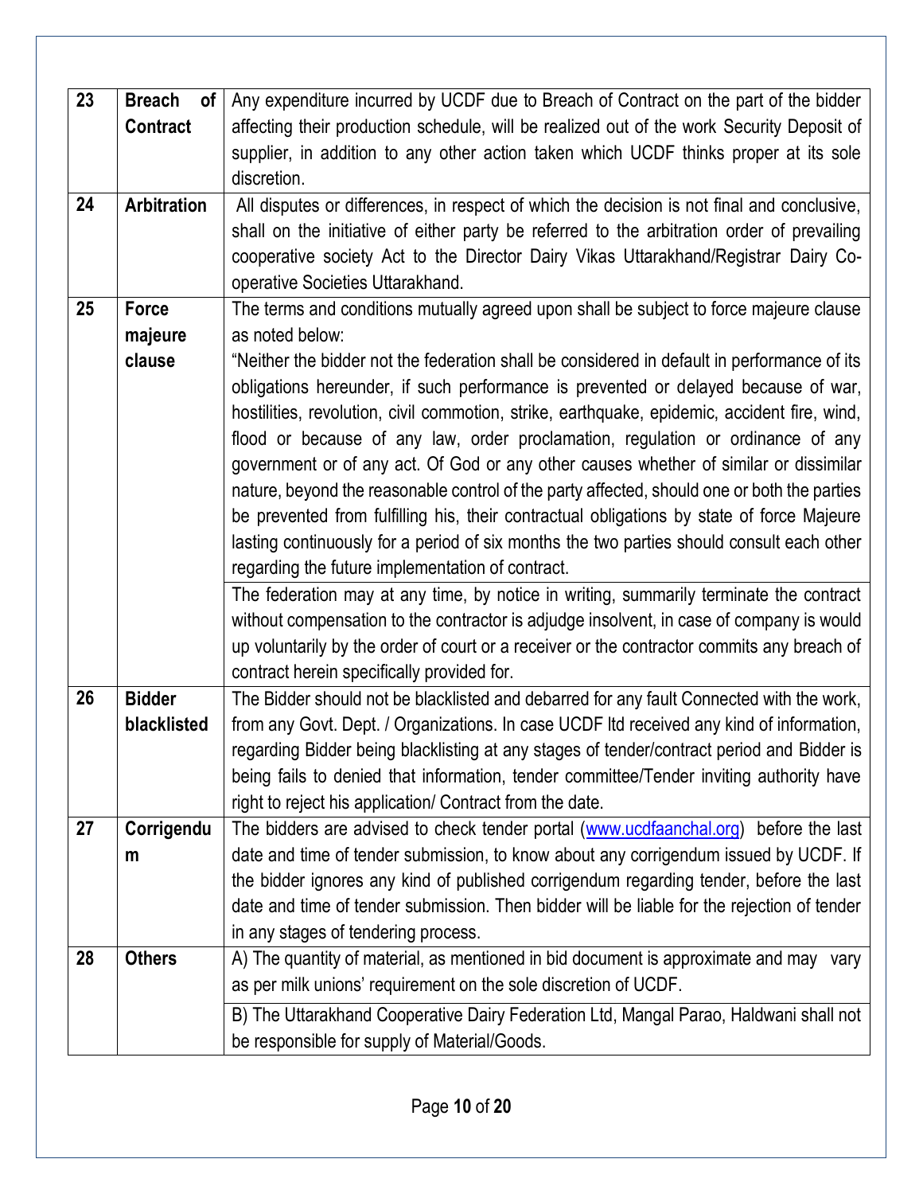| 23 | **Breach of Contract** | Any expenditure incurred by UCDF due to Breach of Contract on the part of the bidder affecting their production schedule, will be realized out of the work Security Deposit of supplier, in addition to any other action taken which UCDF thinks proper at its sole discretion. |
|---|---|---|
| 24 | **Arbitration** | All disputes or differences, in respect of which the decision is not final and conclusive, shall on the initiative of either party be referred to the arbitration order of prevailing cooperative society Act to the Director Dairy Vikas Uttarakhand/Registrar Dairy Co-operative Societies Uttarakhand. |
| 25 | **Force majeure clause** | The terms and conditions mutually agreed upon shall be subject to force majeure clause as noted below:<br>"Neither the bidder not the federation shall be considered in default in performance of its obligations hereunder, if such performance is prevented or delayed because of war, hostilities, revolution, civil commotion, strike, earthquake, epidemic, accident fire, wind, flood or because of any law, order proclamation, regulation or ordinance of any government or of any act. Of God or any other causes whether of similar or dissimilar nature, beyond the reasonable control of the party affected, should one or both the parties be prevented from fulfilling his, their contractual obligations by state of force Majeure lasting continuously for a period of six months the two parties should consult each other regarding the future implementation of contract. |
| | | The federation may at any time, by notice in writing, summarily terminate the contract without compensation to the contractor is adjudge insolvent, in case of company is would up voluntarily by the order of court or a receiver or the contractor commits any breach of contract herein specifically provided for. |
| 26 | **Bidder blacklisted** | The Bidder should not be blacklisted and debarred for any fault Connected with the work, from any Govt. Dept. / Organizations. In case UCDF ltd received any kind of information, regarding Bidder being blacklisting at any stages of tender/contract period and Bidder is being fails to denied that information, tender committee/Tender inviting authority have right to reject his application/ Contract from the date. |
| 27 | **Corrigendum** | The bidders are advised to check tender portal (www.ucdfaanchal.org) before the last date and time of tender submission, to know about any corrigendum issued by UCDF. If the bidder ignores any kind of published corrigendum regarding tender, before the last date and time of tender submission. Then bidder will be liable for the rejection of tender in any stages of tendering process. |
| 28 | **Others** | A) The quantity of material, as mentioned in bid document is approximate and may vary as per milk unions' requirement on the sole discretion of UCDF. |
| | | B) The Uttarakhand Cooperative Dairy Federation Ltd, Mangal Parao, Haldwani shall not be responsible for supply of Material/Goods. |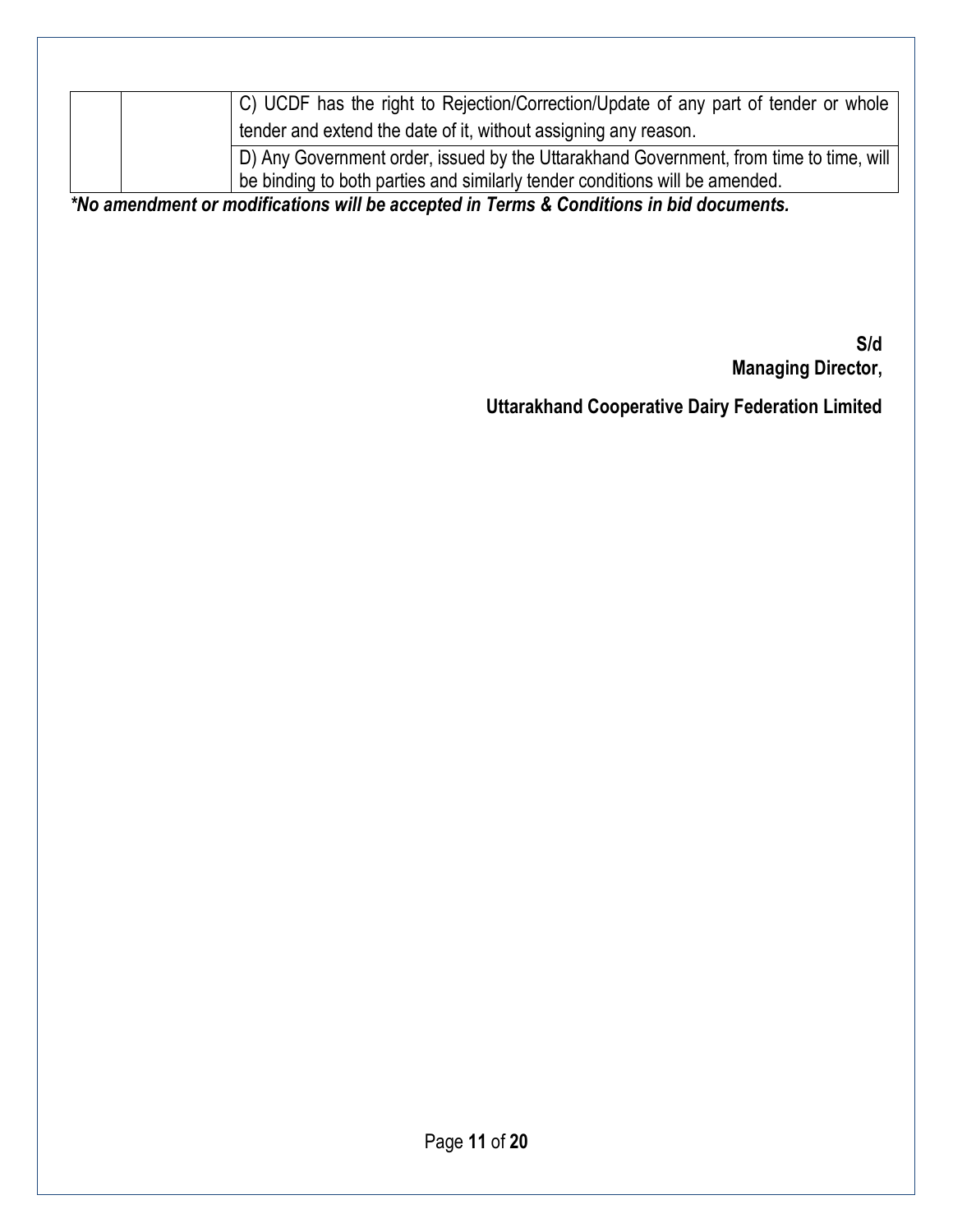|  |  | C) UCDF has the right to Rejection/Correction/Update of any part of tender or whole tender and extend the date of it, without assigning any reason. |
| --- | --- | --- |
|  |  | D) Any Government order, issued by the Uttarakhand Government, from time to time, will be binding to both parties and similarly tender conditions will be amended. |

***No amendment or modifications will be accepted in Terms & Conditions in bid documents.***

**S/d**
**Managing Director,**

**Uttarakhand Cooperative Dairy Federation Limited**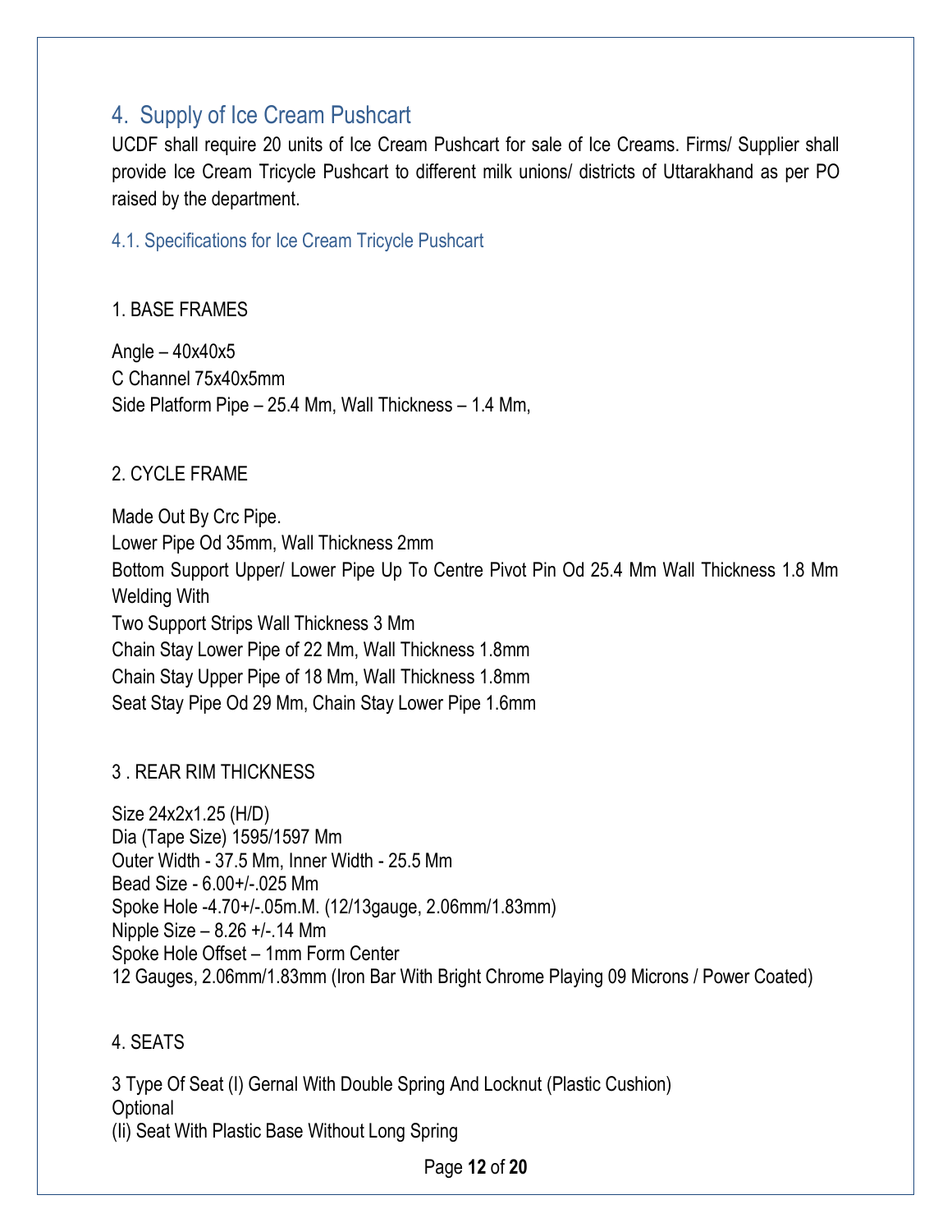## 4. Supply of Ice Cream Pushcart

UCDF shall require 20 units of Ice Cream Pushcart for sale of Ice Creams. Firms/ Supplier shall provide Ice Cream Tricycle Pushcart to different milk unions/ districts of Uttarakhand as per PO raised by the department.

### 4.1. Specifications for Ice Cream Tricycle Pushcart

1. BASE FRAMES

Angle – 40x40x5
C Channel 75x40x5mm
Side Platform Pipe – 25.4 Mm, Wall Thickness – 1.4 Mm,

2. CYCLE FRAME

Made Out By Crc Pipe.
Lower Pipe Od 35mm, Wall Thickness 2mm
Bottom Support Upper/ Lower Pipe Up To Centre Pivot Pin Od 25.4 Mm Wall Thickness 1.8 Mm Welding With
Two Support Strips Wall Thickness 3 Mm
Chain Stay Lower Pipe of 22 Mm, Wall Thickness 1.8mm
Chain Stay Upper Pipe of 18 Mm, Wall Thickness 1.8mm
Seat Stay Pipe Od 29 Mm, Chain Stay Lower Pipe 1.6mm

3 . REAR RIM THICKNESS

Size 24x2x1.25 (H/D)
Dia (Tape Size) 1595/1597 Mm
Outer Width - 37.5 Mm, Inner Width - 25.5 Mm
Bead Size - 6.00+/-.025 Mm
Spoke Hole -4.70+/-.05m.M. (12/13gauge, 2.06mm/1.83mm)
Nipple Size – 8.26 +/-.14 Mm
Spoke Hole Offset – 1mm Form Center
12 Gauges, 2.06mm/1.83mm (Iron Bar With Bright Chrome Playing 09 Microns / Power Coated)

4. SEATS

3 Type Of Seat (I) Gernal With Double Spring And Locknut (Plastic Cushion)
Optional
(Ii) Seat With Plastic Base Without Long Spring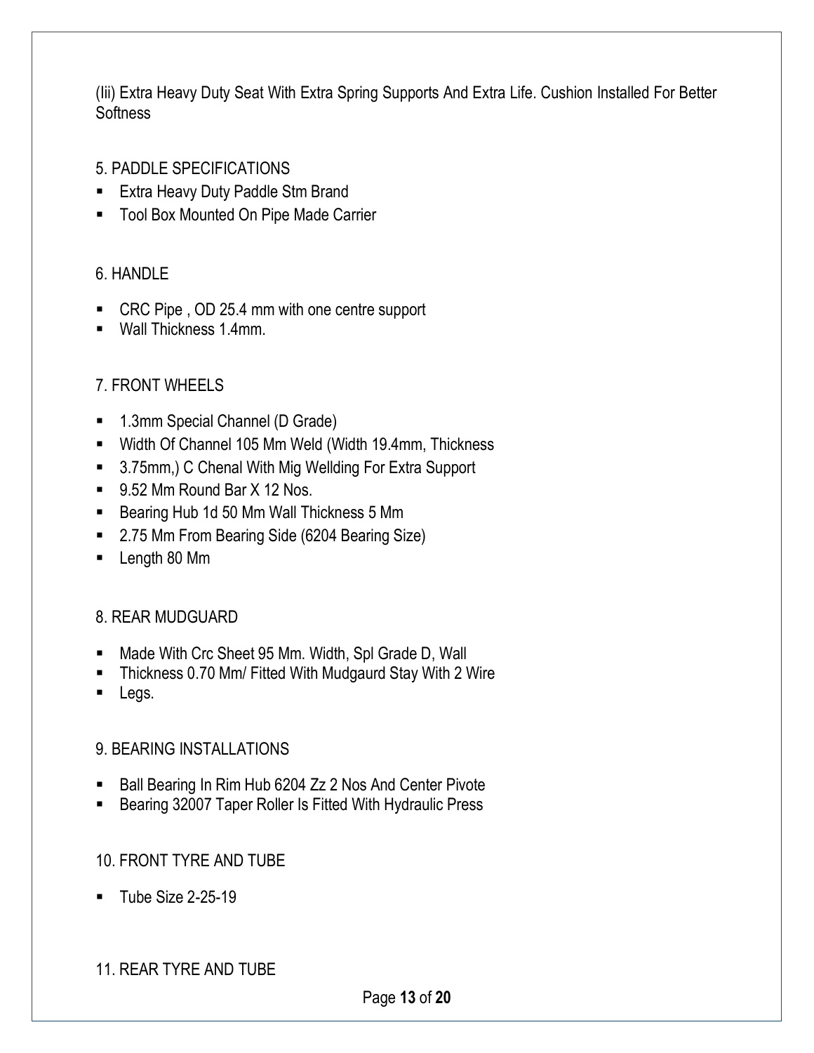(Iii) Extra Heavy Duty Seat With Extra Spring Supports And Extra Life. Cushion Installed For Better Softness

## 5. PADDLE SPECIFICATIONS

- Extra Heavy Duty Paddle Stm Brand
- Tool Box Mounted On Pipe Made Carrier

## 6. HANDLE

- CRC Pipe , OD 25.4 mm with one centre support
- Wall Thickness 1.4mm.

## 7. FRONT WHEELS

- 1.3mm Special Channel (D Grade)
- Width Of Channel 105 Mm Weld (Width 19.4mm, Thickness
- 3.75mm,) C Chenal With Mig Wellding For Extra Support
- 9.52 Mm Round Bar X 12 Nos.
- Bearing Hub 1d 50 Mm Wall Thickness 5 Mm
- 2.75 Mm From Bearing Side (6204 Bearing Size)
- Length 80 Mm

## 8. REAR MUDGUARD

- Made With Crc Sheet 95 Mm. Width, Spl Grade D, Wall
- Thickness 0.70 Mm/ Fitted With Mudgaurd Stay With 2 Wire
- Legs.

## 9. BEARING INSTALLATIONS

- Ball Bearing In Rim Hub 6204 Zz 2 Nos And Center Pivote
- Bearing 32007 Taper Roller Is Fitted With Hydraulic Press

## 10. FRONT TYRE AND TUBE

- Tube Size 2-25-19

## 11. REAR TYRE AND TUBE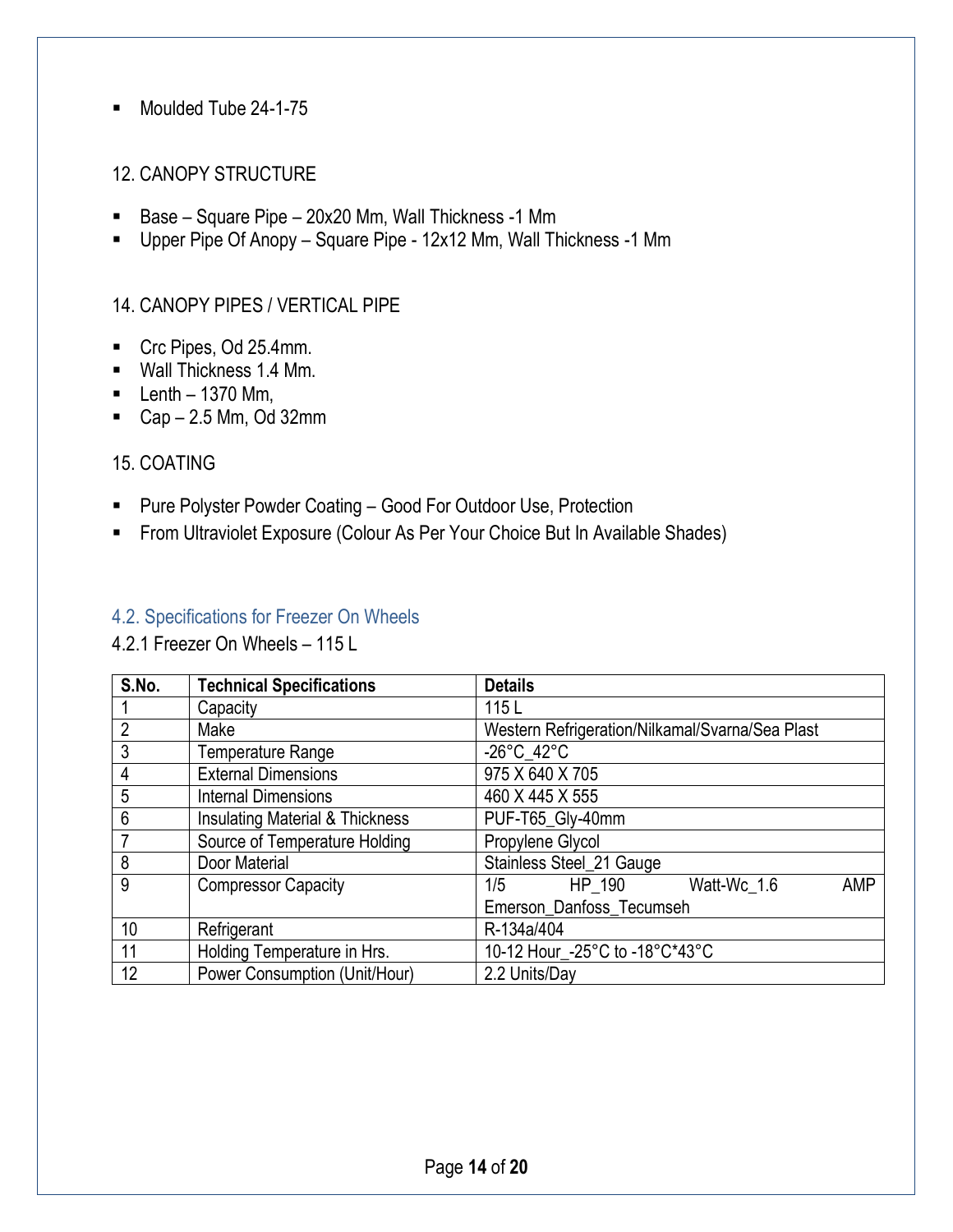- Moulded Tube 24-1-75

12. CANOPY STRUCTURE

- Base – Square Pipe – 20x20 Mm, Wall Thickness -1 Mm
- Upper Pipe Of Anopy – Square Pipe - 12x12 Mm, Wall Thickness -1 Mm

14. CANOPY PIPES / VERTICAL PIPE

- Crc Pipes, Od 25.4mm.
- Wall Thickness 1.4 Mm.
- Lenth – 1370 Mm,
- Cap – 2.5 Mm, Od 32mm

15. COATING

- Pure Polyster Powder Coating – Good For Outdoor Use, Protection
- From Ultraviolet Exposure (Colour As Per Your Choice But In Available Shades)

## 4.2. Specifications for Freezer On Wheels

### 4.2.1 Freezer On Wheels – 115 L

| S.No. | Technical Specifications | Details |
|---|---|---|
| 1 | Capacity | 115 L |
| 2 | Make | Western Refrigeration/Nilkamal/Svarna/Sea Plast |
| 3 | Temperature Range | -26°C_42°C |
| 4 | External Dimensions | 975 X 640 X 705 |
| 5 | Internal Dimensions | 460 X 445 X 555 |
| 6 | Insulating Material & Thickness | PUF-T65_Gly-40mm |
| 7 | Source of Temperature Holding | Propylene Glycol |
| 8 | Door Material | Stainless Steel_21 Gauge |
| 9 | Compressor Capacity | 1/5 HP_190 Watt-Wc_1.6 AMP Emerson_Danfoss_Tecumseh |
| 10 | Refrigerant | R-134a/404 |
| 11 | Holding Temperature in Hrs. | 10-12 Hour_-25°C to -18°C*43°C |
| 12 | Power Consumption (Unit/Hour) | 2.2 Units/Day |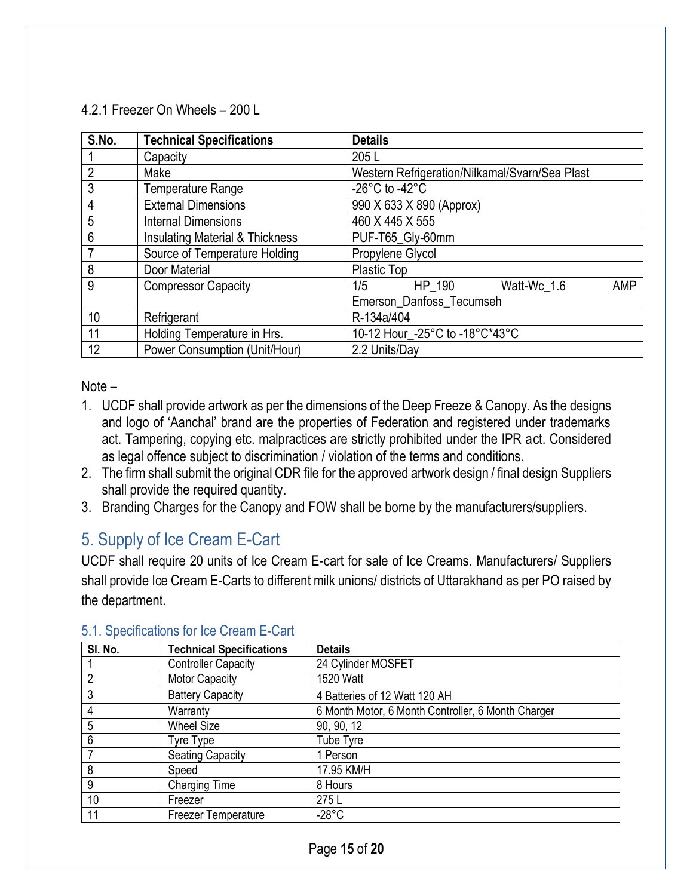4.2.1 Freezer On Wheels – 200 L

| S.No. | Technical Specifications | Details |
|---|---|---|
| 1 | Capacity | 205 L |
| 2 | Make | Western Refrigeration/Nilkamal/Svarn/Sea Plast |
| 3 | Temperature Range | -26°C to -42°C |
| 4 | External Dimensions | 990 X 633 X 890 (Approx) |
| 5 | Internal Dimensions | 460 X 445 X 555 |
| 6 | Insulating Material & Thickness | PUF-T65_Gly-60mm |
| 7 | Source of Temperature Holding | Propylene Glycol |
| 8 | Door Material | Plastic Top |
| 9 | Compressor Capacity | 1/5 HP_190 Watt-Wc_1.6 AMP Emerson_Danfoss_Tecumseh |
| 10 | Refrigerant | R-134a/404 |
| 11 | Holding Temperature in Hrs. | 10-12 Hour_-25°C to -18°C*43°C |
| 12 | Power Consumption (Unit/Hour) | 2.2 Units/Day |

Note –

1. UCDF shall provide artwork as per the dimensions of the Deep Freeze & Canopy. As the designs and logo of 'Aanchal' brand are the properties of Federation and registered under trademarks act. Tampering, copying etc. malpractices are strictly prohibited under the IPR act. Considered as legal offence subject to discrimination / violation of the terms and conditions.
2. The firm shall submit the original CDR file for the approved artwork design / final design Suppliers shall provide the required quantity.
3. Branding Charges for the Canopy and FOW shall be borne by the manufacturers/suppliers.

## 5. Supply of Ice Cream E-Cart

UCDF shall require 20 units of Ice Cream E-cart for sale of Ice Creams. Manufacturers/ Suppliers shall provide Ice Cream E-Carts to different milk unions/ districts of Uttarakhand as per PO raised by the department.

### 5.1. Specifications for Ice Cream E-Cart

| Sl. No. | Technical Specifications | Details |
|---|---|---|
| 1 | Controller Capacity | 24 Cylinder MOSFET |
| 2 | Motor Capacity | 1520 Watt |
| 3 | Battery Capacity | 4 Batteries of 12 Watt 120 AH |
| 4 | Warranty | 6 Month Motor, 6 Month Controller, 6 Month Charger |
| 5 | Wheel Size | 90, 90, 12 |
| 6 | Tyre Type | Tube Tyre |
| 7 | Seating Capacity | 1 Person |
| 8 | Speed | 17.95 KM/H |
| 9 | Charging Time | 8 Hours |
| 10 | Freezer | 275 L |
| 11 | Freezer Temperature | -28°C |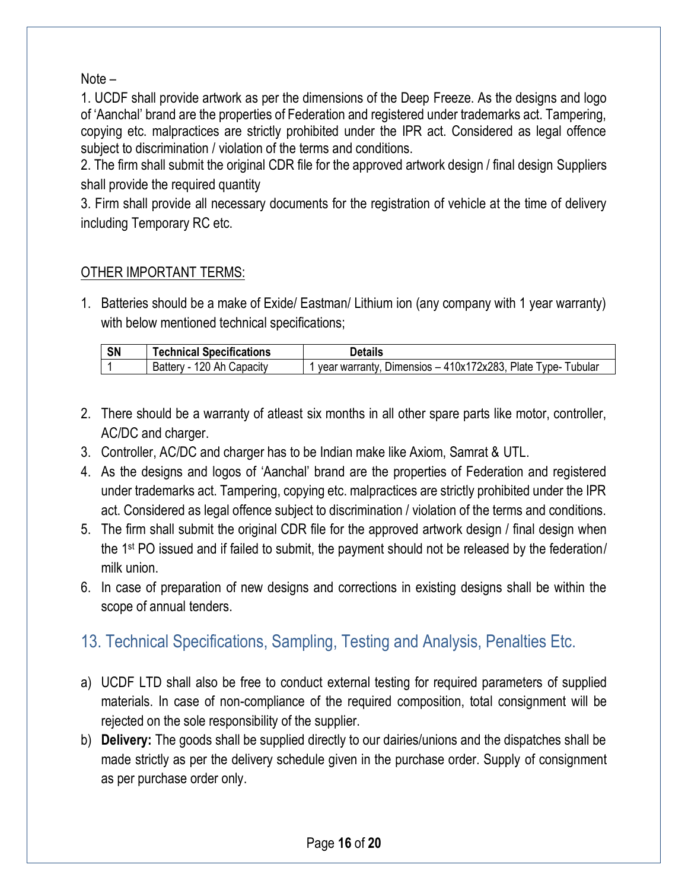Note –

1. UCDF shall provide artwork as per the dimensions of the Deep Freeze. As the designs and logo of 'Aanchal' brand are the properties of Federation and registered under trademarks act. Tampering, copying etc. malpractices are strictly prohibited under the IPR act. Considered as legal offence subject to discrimination / violation of the terms and conditions.
2. The firm shall submit the original CDR file for the approved artwork design / final design Suppliers shall provide the required quantity
3. Firm shall provide all necessary documents for the registration of vehicle at the time of delivery including Temporary RC etc.

OTHER IMPORTANT TERMS:

1. Batteries should be a make of Exide/ Eastman/ Lithium ion (any company with 1 year warranty) with below mentioned technical specifications;

| SN | Technical Specifications | Details |
|---|---|---|
| 1 | Battery - 120 Ah Capacity | 1 year warranty, Dimensios – 410x172x283, Plate Type- Tubular |

2. There should be a warranty of atleast six months in all other spare parts like motor, controller, AC/DC and charger.
3. Controller, AC/DC and charger has to be Indian make like Axiom, Samrat & UTL.
4. As the designs and logos of 'Aanchal' brand are the properties of Federation and registered under trademarks act. Tampering, copying etc. malpractices are strictly prohibited under the IPR act. Considered as legal offence subject to discrimination / violation of the terms and conditions.
5. The firm shall submit the original CDR file for the approved artwork design / final design when the 1st PO issued and if failed to submit, the payment should not be released by the federation/ milk union.
6. In case of preparation of new designs and corrections in existing designs shall be within the scope of annual tenders.

## 13. Technical Specifications, Sampling, Testing and Analysis, Penalties Etc.

a) UCDF LTD shall also be free to conduct external testing for required parameters of supplied materials. In case of non-compliance of the required composition, total consignment will be rejected on the sole responsibility of the supplier.

b) **Delivery:** The goods shall be supplied directly to our dairies/unions and the dispatches shall be made strictly as per the delivery schedule given in the purchase order. Supply of consignment as per purchase order only.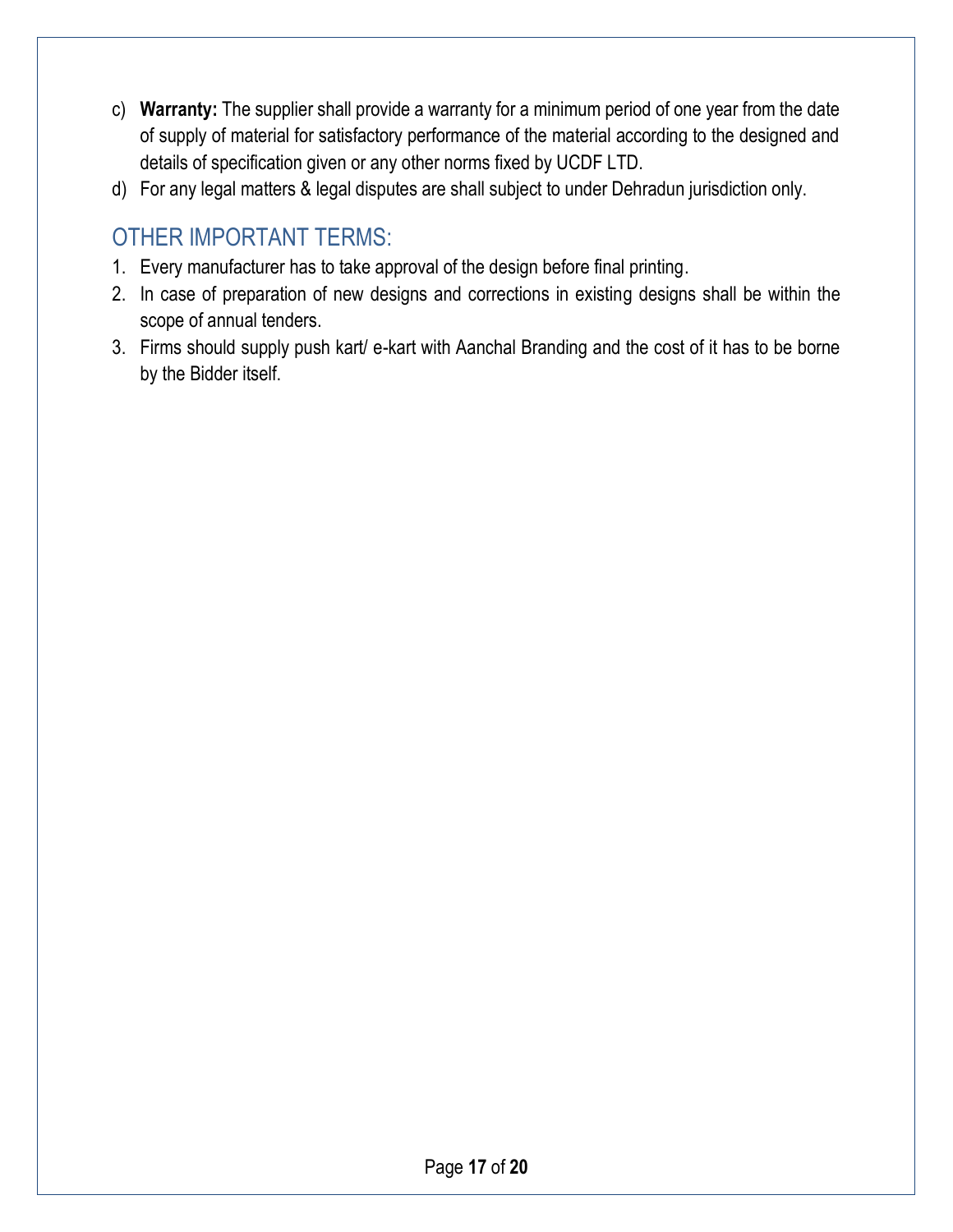c) **Warranty:** The supplier shall provide a warranty for a minimum period of one year from the date of supply of material for satisfactory performance of the material according to the designed and details of specification given or any other norms fixed by UCDF LTD.

d) For any legal matters & legal disputes are shall subject to under Dehradun jurisdiction only.

## OTHER IMPORTANT TERMS:

1. Every manufacturer has to take approval of the design before final printing.
2. In case of preparation of new designs and corrections in existing designs shall be within the scope of annual tenders.
3. Firms should supply push kart/ e-kart with Aanchal Branding and the cost of it has to be borne by the Bidder itself.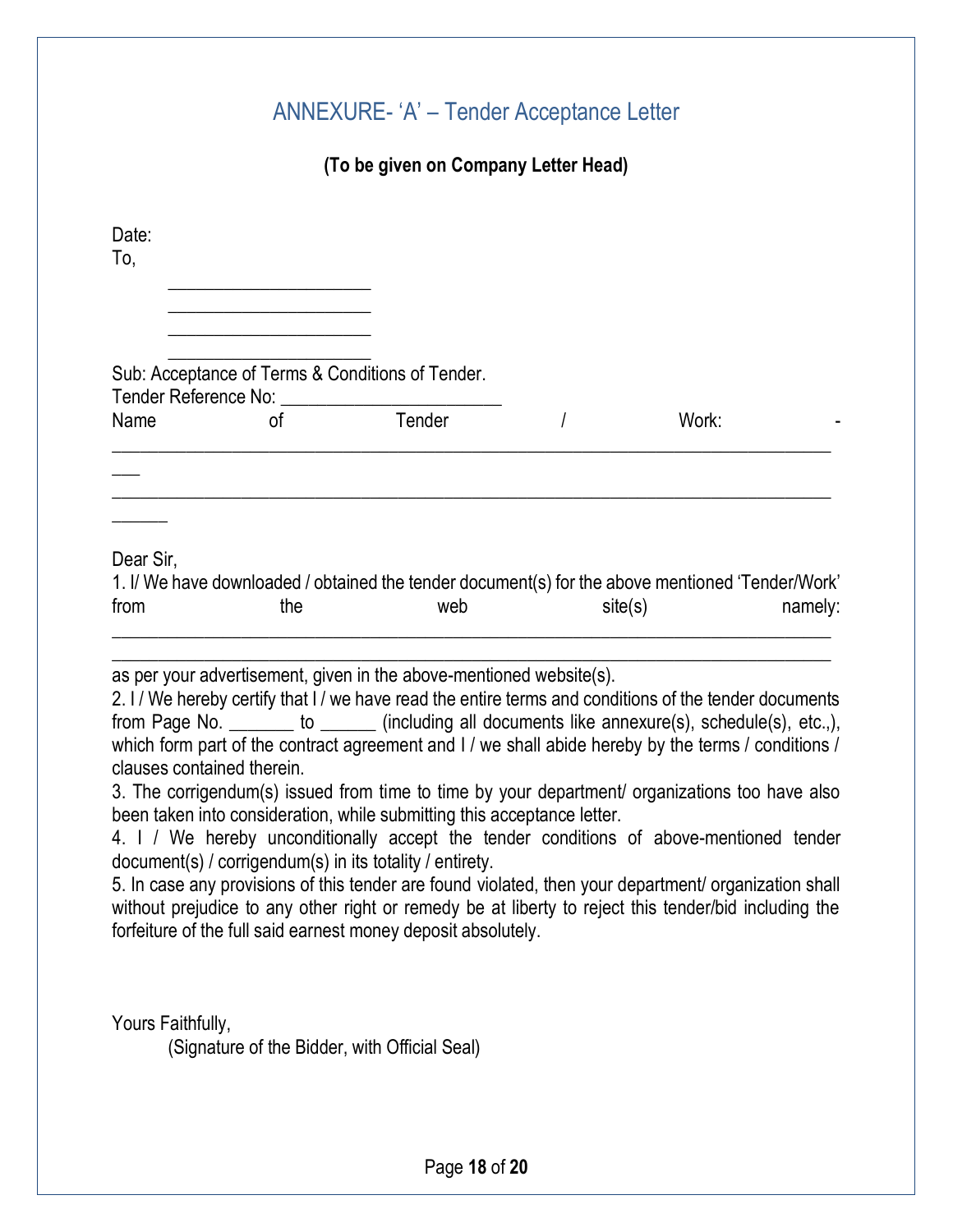# ANNEXURE- ‘A’ – Tender Acceptance Letter

**(To be given on Company Letter Head)**

Date:

To,

_____________________
_____________________
_____________________
_____________________

Sub: Acceptance of Terms & Conditions of Tender.

Tender Reference No: _______________________

Name of Tender / Work: -
___________________________________________________________________________
___________________________________________________________________________

Dear Sir,

1. I/ We have downloaded / obtained the tender document(s) for the above mentioned ‘Tender/Work’ from the web site(s) namely:
___________________________________________________________________________
___________________________________________________________________________
as per your advertisement, given in the above-mentioned website(s).

2. I / We hereby certify that I / we have read the entire terms and conditions of the tender documents from Page No. _______ to ______ (including all documents like annexure(s), schedule(s), etc.,), which form part of the contract agreement and I / we shall abide hereby by the terms / conditions / clauses contained therein.

3. The corrigendum(s) issued from time to time by your department/ organizations too have also been taken into consideration, while submitting this acceptance letter.

4. I / We hereby unconditionally accept the tender conditions of above-mentioned tender document(s) / corrigendum(s) in its totality / entirety.

5. In case any provisions of this tender are found violated, then your department/ organization shall without prejudice to any other right or remedy be at liberty to reject this tender/bid including the forfeiture of the full said earnest money deposit absolutely.

Yours Faithfully,

(Signature of the Bidder, with Official Seal)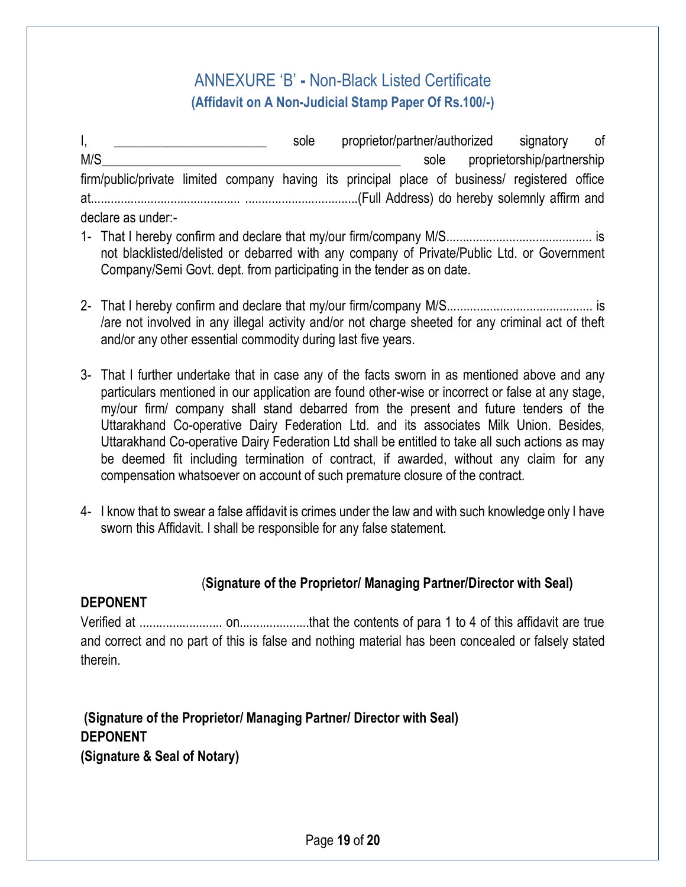## ANNEXURE 'B' - Non-Black Listed Certificate

**(Affidavit on A Non-Judicial Stamp Paper Of Rs.100/-)**

I, _______________________ sole proprietor/partner/authorized signatory of M/S_____________________________________________ sole proprietorship/partnership firm/public/private limited company having its principal place of business/ registered office at............................................. ..................................(Full Address) do hereby solemnly affirm and declare as under:-

1- That I hereby confirm and declare that my/our firm/company M/S........................................... is not blacklisted/delisted or debarred with any company of Private/Public Ltd. or Government Company/Semi Govt. dept. from participating in the tender as on date.

2- That I hereby confirm and declare that my/our firm/company M/S........................................... is /are not involved in any illegal activity and/or not charge sheeted for any criminal act of theft and/or any other essential commodity during last five years.

3- That I further undertake that in case any of the facts sworn in as mentioned above and any particulars mentioned in our application are found other-wise or incorrect or false at any stage, my/our firm/ company shall stand debarred from the present and future tenders of the Uttarakhand Co-operative Dairy Federation Ltd. and its associates Milk Union. Besides, Uttarakhand Co-operative Dairy Federation Ltd shall be entitled to take all such actions as may be deemed fit including termination of contract, if awarded, without any claim for any compensation whatsoever on account of such premature closure of the contract.

4- I know that to swear a false affidavit is crimes under the law and with such knowledge only I have sworn this Affidavit. I shall be responsible for any false statement.

(**Signature of the Proprietor/ Managing Partner/Director with Seal)**

**DEPONENT**

Verified at ......................... on.....................that the contents of para 1 to 4 of this affidavit are true and correct and no part of this is false and nothing material has been concealed or falsely stated therein.

**(Signature of the Proprietor/ Managing Partner/ Director with Seal)**
**DEPONENT**
**(Signature & Seal of Notary)**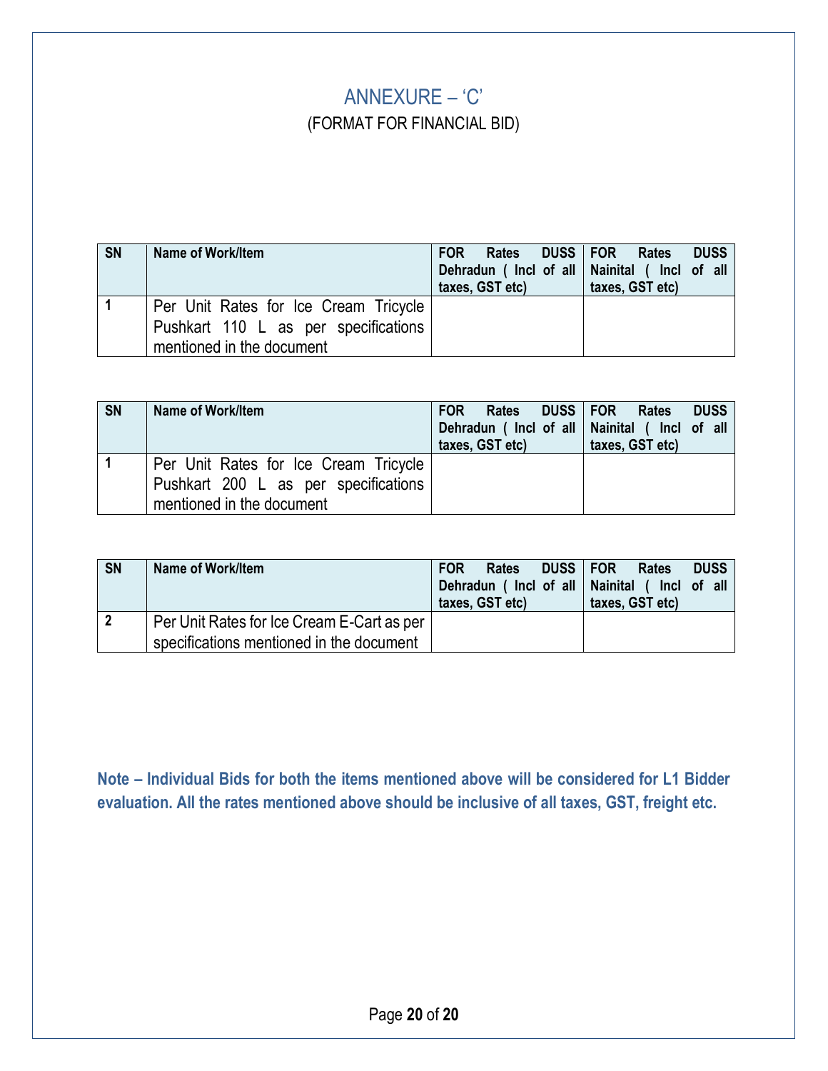# ANNEXURE – 'C'

(FORMAT FOR FINANCIAL BID)

| SN | Name of Work/Item | FOR Rates DUSS Dehradun ( Incl of all taxes, GST etc) | FOR Rates DUSS Nainital ( Incl of all taxes, GST etc) |
|---|---|---|---|
| 1 | Per Unit Rates for Ice Cream Tricycle Pushkart 110 L as per specifications mentioned in the document | | |

| SN | Name of Work/Item | FOR Rates DUSS Dehradun ( Incl of all taxes, GST etc) | FOR Rates DUSS Nainital ( Incl of all taxes, GST etc) |
|---|---|---|---|
| 1 | Per Unit Rates for Ice Cream Tricycle Pushkart 200 L as per specifications mentioned in the document | | |

| SN | Name of Work/Item | FOR Rates DUSS Dehradun ( Incl of all taxes, GST etc) | FOR Rates DUSS Nainital ( Incl of all taxes, GST etc) |
|---|---|---|---|
| 2 | Per Unit Rates for Ice Cream E-Cart as per specifications mentioned in the document | | |

**Note – Individual Bids for both the items mentioned above will be considered for L1 Bidder evaluation. All the rates mentioned above should be inclusive of all taxes, GST, freight etc.**